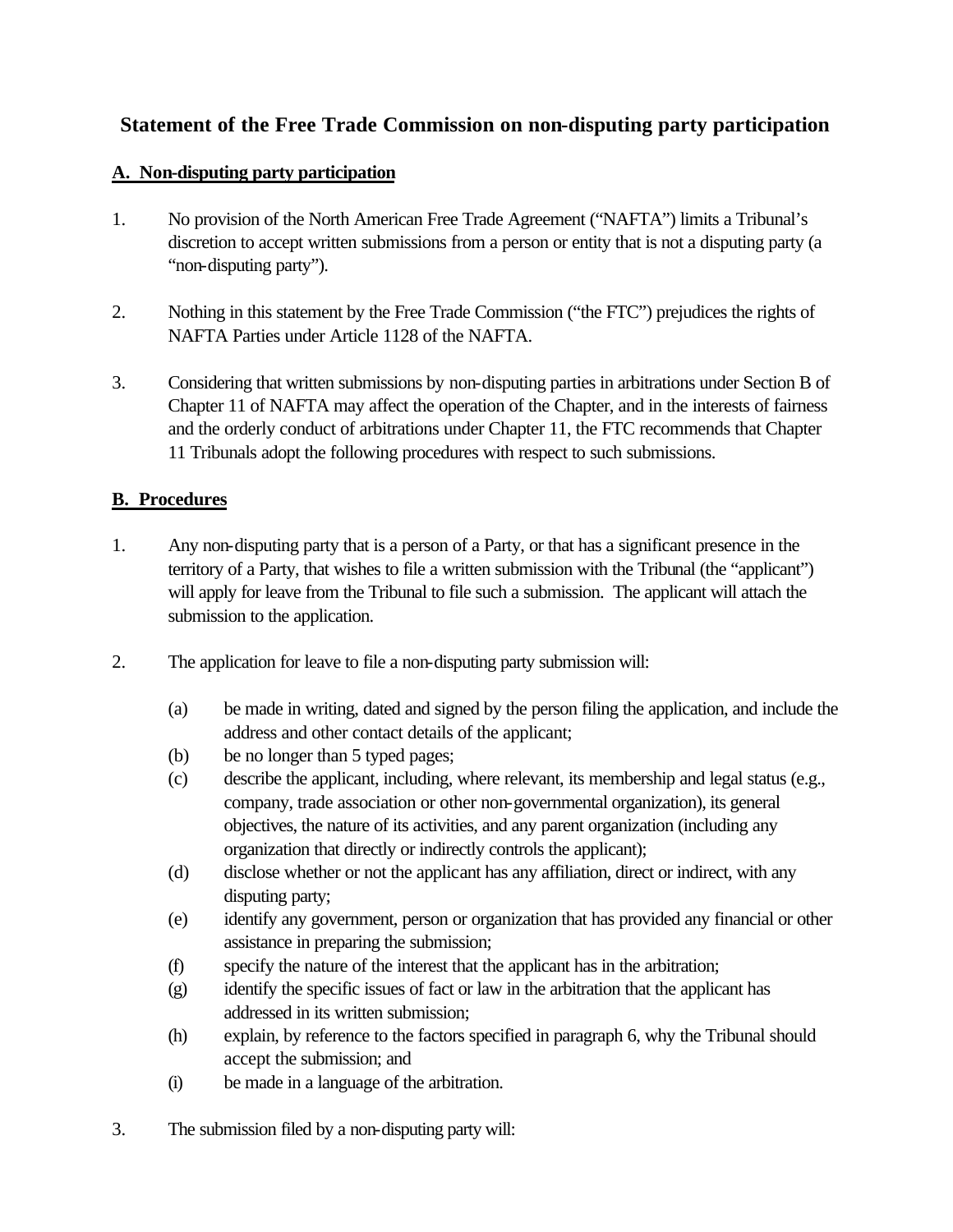# Statement of the Free Trade Commission on non-disputing party participation

## A. Non-disputing party participation

1. No provision of the North American Free Trade Agreement ("NAFTA") limits a Tribunal's discretion to accept written submissions from a person or entity that is not a disputing party (a "non-disputing party").

2. Nothing in this statement by the Free Trade Commission ("the FTC") prejudices the rights of NAFTA Parties under Article 1128 of the NAFTA.

3. Considering that written submissions by non-disputing parties in arbitrations under Section B of Chapter 11 of NAFTA may affect the operation of the Chapter, and in the interests of fairness and the orderly conduct of arbitrations under Chapter 11, the FTC recommends that Chapter 11 Tribunals adopt the following procedures with respect to such submissions.

## B. Procedures

1. Any non-disputing party that is a person of a Party, or that has a significant presence in the territory of a Party, that wishes to file a written submission with the Tribunal (the "applicant") will apply for leave from the Tribunal to file such a submission. The applicant will attach the submission to the application.

2. The application for leave to file a non-disputing party submission will:

   (a) be made in writing, dated and signed by the person filing the application, and include the address and other contact details of the applicant;
   (b) be no longer than 5 typed pages;
   (c) describe the applicant, including, where relevant, its membership and legal status (e.g., company, trade association or other non-governmental organization), its general objectives, the nature of its activities, and any parent organization (including any organization that directly or indirectly controls the applicant);
   (d) disclose whether or not the applicant has any affiliation, direct or indirect, with any disputing party;
   (e) identify any government, person or organization that has provided any financial or other assistance in preparing the submission;
   (f) specify the nature of the interest that the applicant has in the arbitration;
   (g) identify the specific issues of fact or law in the arbitration that the applicant has addressed in its written submission;
   (h) explain, by reference to the factors specified in paragraph 6, why the Tribunal should accept the submission; and
   (i) be made in a language of the arbitration.

3. The submission filed by a non-disputing party will: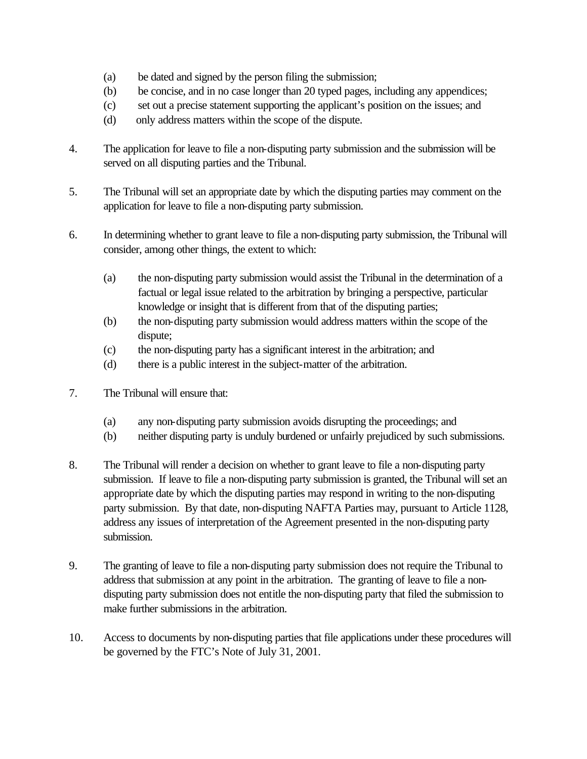(a) be dated and signed by the person filing the submission;

(b) be concise, and in no case longer than 20 typed pages, including any appendices;

(c) set out a precise statement supporting the applicant's position on the issues; and

(d) only address matters within the scope of the dispute.

4. The application for leave to file a non-disputing party submission and the submission will be served on all disputing parties and the Tribunal.

5. The Tribunal will set an appropriate date by which the disputing parties may comment on the application for leave to file a non-disputing party submission.

6. In determining whether to grant leave to file a non-disputing party submission, the Tribunal will consider, among other things, the extent to which:

   (a) the non-disputing party submission would assist the Tribunal in the determination of a factual or legal issue related to the arbitration by bringing a perspective, particular knowledge or insight that is different from that of the disputing parties;

   (b) the non-disputing party submission would address matters within the scope of the dispute;

   (c) the non-disputing party has a significant interest in the arbitration; and

   (d) there is a public interest in the subject-matter of the arbitration.

7. The Tribunal will ensure that:

   (a) any non-disputing party submission avoids disrupting the proceedings; and

   (b) neither disputing party is unduly burdened or unfairly prejudiced by such submissions.

8. The Tribunal will render a decision on whether to grant leave to file a non-disputing party submission. If leave to file a non-disputing party submission is granted, the Tribunal will set an appropriate date by which the disputing parties may respond in writing to the non-disputing party submission. By that date, non-disputing NAFTA Parties may, pursuant to Article 1128, address any issues of interpretation of the Agreement presented in the non-disputing party submission.

9. The granting of leave to file a non-disputing party submission does not require the Tribunal to address that submission at any point in the arbitration. The granting of leave to file a non-disputing party submission does not entitle the non-disputing party that filed the submission to make further submissions in the arbitration.

10. Access to documents by non-disputing parties that file applications under these procedures will be governed by the FTC's Note of July 31, 2001.